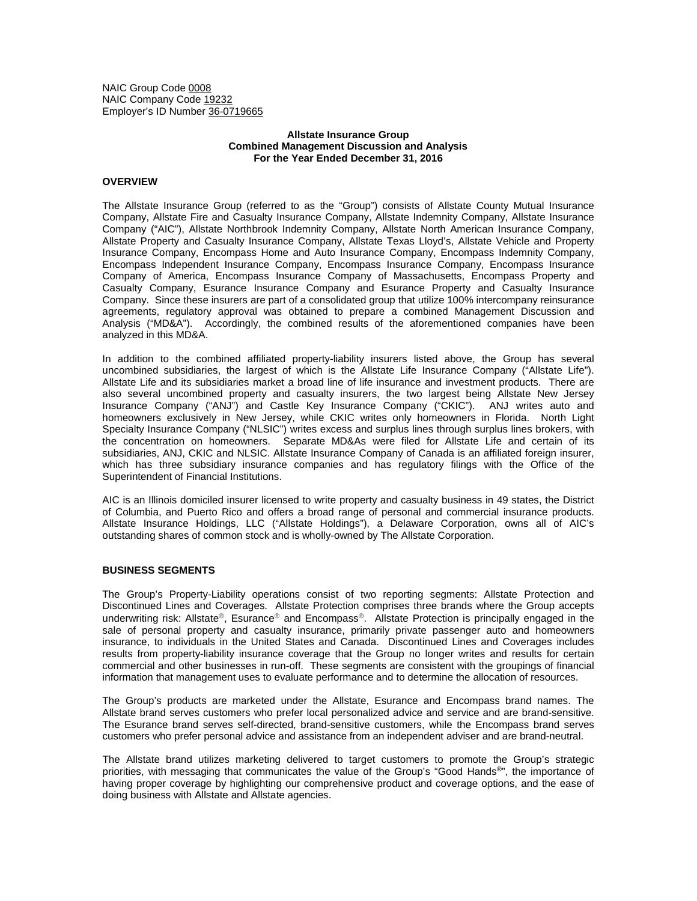NAIC Group Code 0008
NAIC Company Code 19232
Employer's ID Number 36-0719665

**Allstate Insurance Group**
**Combined Management Discussion and Analysis**
**For the Year Ended December 31, 2016**

## OVERVIEW

The Allstate Insurance Group (referred to as the "Group") consists of Allstate County Mutual Insurance Company, Allstate Fire and Casualty Insurance Company, Allstate Indemnity Company, Allstate Insurance Company ("AIC"), Allstate Northbrook Indemnity Company, Allstate North American Insurance Company, Allstate Property and Casualty Insurance Company, Allstate Texas Lloyd's, Allstate Vehicle and Property Insurance Company, Encompass Home and Auto Insurance Company, Encompass Indemnity Company, Encompass Independent Insurance Company, Encompass Insurance Company, Encompass Insurance Company of America, Encompass Insurance Company of Massachusetts, Encompass Property and Casualty Company, Esurance Insurance Company and Esurance Property and Casualty Insurance Company. Since these insurers are part of a consolidated group that utilize 100% intercompany reinsurance agreements, regulatory approval was obtained to prepare a combined Management Discussion and Analysis ("MD&A"). Accordingly, the combined results of the aforementioned companies have been analyzed in this MD&A.

In addition to the combined affiliated property-liability insurers listed above, the Group has several uncombined subsidiaries, the largest of which is the Allstate Life Insurance Company ("Allstate Life"). Allstate Life and its subsidiaries market a broad line of life insurance and investment products. There are also several uncombined property and casualty insurers, the two largest being Allstate New Jersey Insurance Company ("ANJ") and Castle Key Insurance Company ("CKIC"). ANJ writes auto and homeowners exclusively in New Jersey, while CKIC writes only homeowners in Florida. North Light Specialty Insurance Company ("NLSIC") writes excess and surplus lines through surplus lines brokers, with the concentration on homeowners. Separate MD&As were filed for Allstate Life and certain of its subsidiaries, ANJ, CKIC and NLSIC. Allstate Insurance Company of Canada is an affiliated foreign insurer, which has three subsidiary insurance companies and has regulatory filings with the Office of the Superintendent of Financial Institutions.

AIC is an Illinois domiciled insurer licensed to write property and casualty business in 49 states, the District of Columbia, and Puerto Rico and offers a broad range of personal and commercial insurance products. Allstate Insurance Holdings, LLC ("Allstate Holdings"), a Delaware Corporation, owns all of AIC's outstanding shares of common stock and is wholly-owned by The Allstate Corporation.

## BUSINESS SEGMENTS

The Group's Property-Liability operations consist of two reporting segments: Allstate Protection and Discontinued Lines and Coverages. Allstate Protection comprises three brands where the Group accepts underwriting risk: Allstate®, Esurance® and Encompass®. Allstate Protection is principally engaged in the sale of personal property and casualty insurance, primarily private passenger auto and homeowners insurance, to individuals in the United States and Canada. Discontinued Lines and Coverages includes results from property-liability insurance coverage that the Group no longer writes and results for certain commercial and other businesses in run-off. These segments are consistent with the groupings of financial information that management uses to evaluate performance and to determine the allocation of resources.

The Group's products are marketed under the Allstate, Esurance and Encompass brand names. The Allstate brand serves customers who prefer local personalized advice and service and are brand-sensitive. The Esurance brand serves self-directed, brand-sensitive customers, while the Encompass brand serves customers who prefer personal advice and assistance from an independent adviser and are brand-neutral.

The Allstate brand utilizes marketing delivered to target customers to promote the Group's strategic priorities, with messaging that communicates the value of the Group's "Good Hands®", the importance of having proper coverage by highlighting our comprehensive product and coverage options, and the ease of doing business with Allstate and Allstate agencies.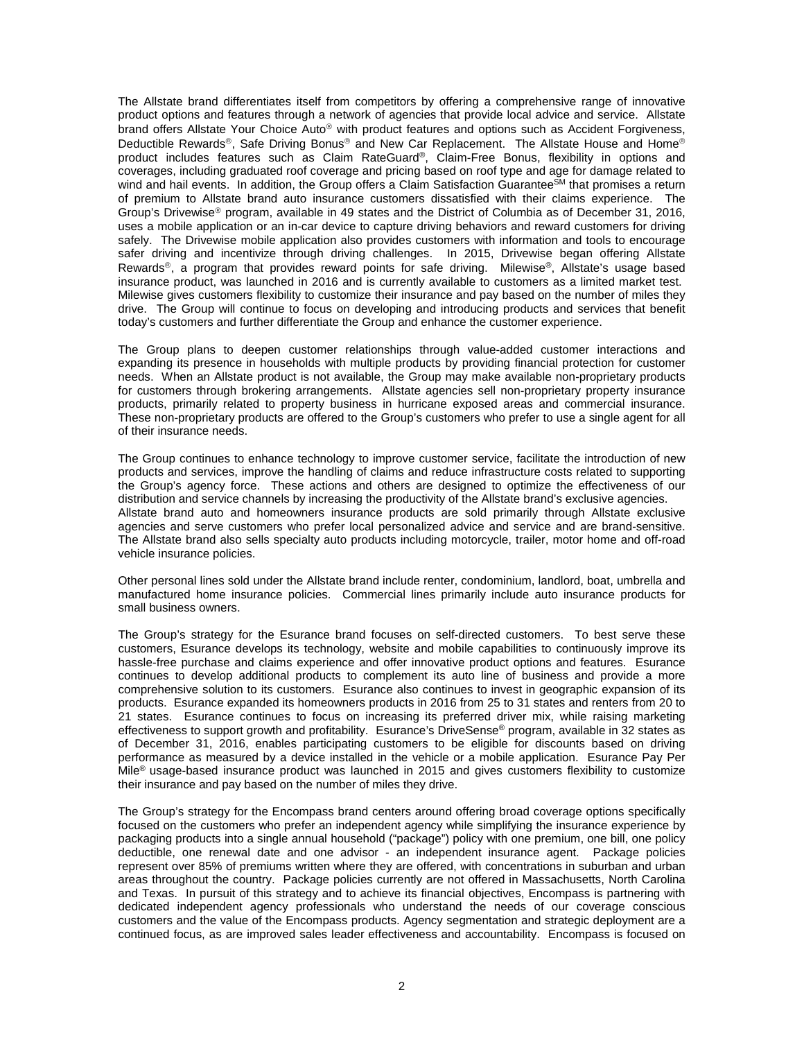The Allstate brand differentiates itself from competitors by offering a comprehensive range of innovative product options and features through a network of agencies that provide local advice and service. Allstate brand offers Allstate Your Choice Auto® with product features and options such as Accident Forgiveness, Deductible Rewards®, Safe Driving Bonus® and New Car Replacement. The Allstate House and Home® product includes features such as Claim RateGuard®, Claim-Free Bonus, flexibility in options and coverages, including graduated roof coverage and pricing based on roof type and age for damage related to wind and hail events. In addition, the Group offers a Claim Satisfaction Guarantee℠ that promises a return of premium to Allstate brand auto insurance customers dissatisfied with their claims experience. The Group's Drivewise® program, available in 49 states and the District of Columbia as of December 31, 2016, uses a mobile application or an in-car device to capture driving behaviors and reward customers for driving safely. The Drivewise mobile application also provides customers with information and tools to encourage safer driving and incentivize through driving challenges. In 2015, Drivewise began offering Allstate Rewards®, a program that provides reward points for safe driving. Milewise®, Allstate's usage based insurance product, was launched in 2016 and is currently available to customers as a limited market test. Milewise gives customers flexibility to customize their insurance and pay based on the number of miles they drive. The Group will continue to focus on developing and introducing products and services that benefit today's customers and further differentiate the Group and enhance the customer experience.

The Group plans to deepen customer relationships through value-added customer interactions and expanding its presence in households with multiple products by providing financial protection for customer needs. When an Allstate product is not available, the Group may make available non-proprietary products for customers through brokering arrangements. Allstate agencies sell non-proprietary property insurance products, primarily related to property business in hurricane exposed areas and commercial insurance. These non-proprietary products are offered to the Group's customers who prefer to use a single agent for all of their insurance needs.

The Group continues to enhance technology to improve customer service, facilitate the introduction of new products and services, improve the handling of claims and reduce infrastructure costs related to supporting the Group's agency force. These actions and others are designed to optimize the effectiveness of our distribution and service channels by increasing the productivity of the Allstate brand's exclusive agencies.
Allstate brand auto and homeowners insurance products are sold primarily through Allstate exclusive agencies and serve customers who prefer local personalized advice and service and are brand-sensitive. The Allstate brand also sells specialty auto products including motorcycle, trailer, motor home and off-road vehicle insurance policies.

Other personal lines sold under the Allstate brand include renter, condominium, landlord, boat, umbrella and manufactured home insurance policies. Commercial lines primarily include auto insurance products for small business owners.

The Group's strategy for the Esurance brand focuses on self-directed customers. To best serve these customers, Esurance develops its technology, website and mobile capabilities to continuously improve its hassle-free purchase and claims experience and offer innovative product options and features. Esurance continues to develop additional products to complement its auto line of business and provide a more comprehensive solution to its customers. Esurance also continues to invest in geographic expansion of its products. Esurance expanded its homeowners products in 2016 from 25 to 31 states and renters from 20 to 21 states. Esurance continues to focus on increasing its preferred driver mix, while raising marketing effectiveness to support growth and profitability. Esurance's DriveSense® program, available in 32 states as of December 31, 2016, enables participating customers to be eligible for discounts based on driving performance as measured by a device installed in the vehicle or a mobile application. Esurance Pay Per Mile® usage-based insurance product was launched in 2015 and gives customers flexibility to customize their insurance and pay based on the number of miles they drive.

The Group's strategy for the Encompass brand centers around offering broad coverage options specifically focused on the customers who prefer an independent agency while simplifying the insurance experience by packaging products into a single annual household ("package") policy with one premium, one bill, one policy deductible, one renewal date and one advisor - an independent insurance agent. Package policies represent over 85% of premiums written where they are offered, with concentrations in suburban and urban areas throughout the country. Package policies currently are not offered in Massachusetts, North Carolina and Texas. In pursuit of this strategy and to achieve its financial objectives, Encompass is partnering with dedicated independent agency professionals who understand the needs of our coverage conscious customers and the value of the Encompass products. Agency segmentation and strategic deployment are a continued focus, as are improved sales leader effectiveness and accountability. Encompass is focused on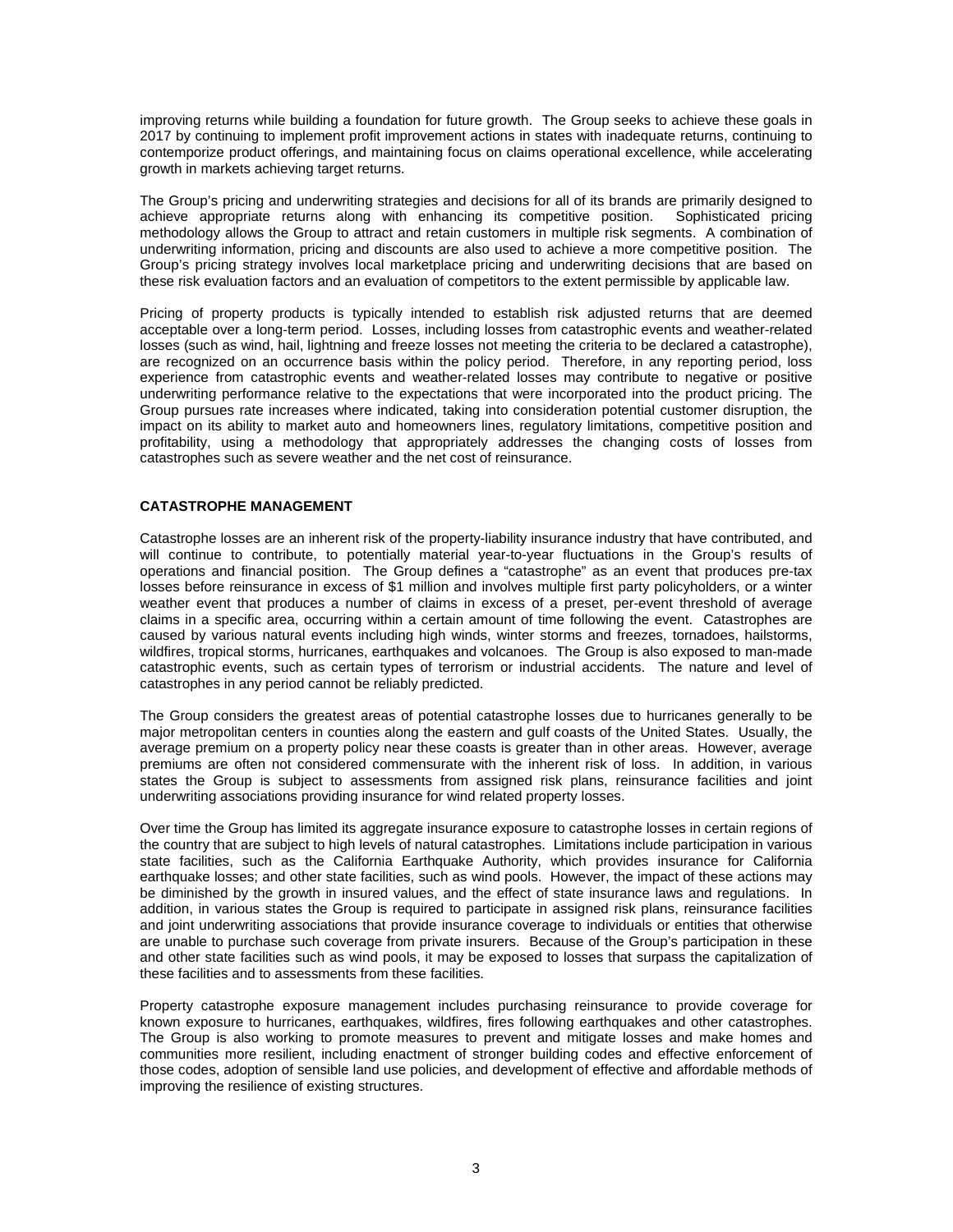improving returns while building a foundation for future growth. The Group seeks to achieve these goals in 2017 by continuing to implement profit improvement actions in states with inadequate returns, continuing to contemporize product offerings, and maintaining focus on claims operational excellence, while accelerating growth in markets achieving target returns.

The Group's pricing and underwriting strategies and decisions for all of its brands are primarily designed to achieve appropriate returns along with enhancing its competitive position. Sophisticated pricing methodology allows the Group to attract and retain customers in multiple risk segments. A combination of underwriting information, pricing and discounts are also used to achieve a more competitive position. The Group's pricing strategy involves local marketplace pricing and underwriting decisions that are based on these risk evaluation factors and an evaluation of competitors to the extent permissible by applicable law.

Pricing of property products is typically intended to establish risk adjusted returns that are deemed acceptable over a long-term period. Losses, including losses from catastrophic events and weather-related losses (such as wind, hail, lightning and freeze losses not meeting the criteria to be declared a catastrophe), are recognized on an occurrence basis within the policy period. Therefore, in any reporting period, loss experience from catastrophic events and weather-related losses may contribute to negative or positive underwriting performance relative to the expectations that were incorporated into the product pricing. The Group pursues rate increases where indicated, taking into consideration potential customer disruption, the impact on its ability to market auto and homeowners lines, regulatory limitations, competitive position and profitability, using a methodology that appropriately addresses the changing costs of losses from catastrophes such as severe weather and the net cost of reinsurance.

## CATASTROPHE MANAGEMENT

Catastrophe losses are an inherent risk of the property-liability insurance industry that have contributed, and will continue to contribute, to potentially material year-to-year fluctuations in the Group's results of operations and financial position. The Group defines a "catastrophe" as an event that produces pre-tax losses before reinsurance in excess of $1 million and involves multiple first party policyholders, or a winter weather event that produces a number of claims in excess of a preset, per-event threshold of average claims in a specific area, occurring within a certain amount of time following the event. Catastrophes are caused by various natural events including high winds, winter storms and freezes, tornadoes, hailstorms, wildfires, tropical storms, hurricanes, earthquakes and volcanoes. The Group is also exposed to man-made catastrophic events, such as certain types of terrorism or industrial accidents. The nature and level of catastrophes in any period cannot be reliably predicted.

The Group considers the greatest areas of potential catastrophe losses due to hurricanes generally to be major metropolitan centers in counties along the eastern and gulf coasts of the United States. Usually, the average premium on a property policy near these coasts is greater than in other areas. However, average premiums are often not considered commensurate with the inherent risk of loss. In addition, in various states the Group is subject to assessments from assigned risk plans, reinsurance facilities and joint underwriting associations providing insurance for wind related property losses.

Over time the Group has limited its aggregate insurance exposure to catastrophe losses in certain regions of the country that are subject to high levels of natural catastrophes. Limitations include participation in various state facilities, such as the California Earthquake Authority, which provides insurance for California earthquake losses; and other state facilities, such as wind pools. However, the impact of these actions may be diminished by the growth in insured values, and the effect of state insurance laws and regulations. In addition, in various states the Group is required to participate in assigned risk plans, reinsurance facilities and joint underwriting associations that provide insurance coverage to individuals or entities that otherwise are unable to purchase such coverage from private insurers. Because of the Group's participation in these and other state facilities such as wind pools, it may be exposed to losses that surpass the capitalization of these facilities and to assessments from these facilities.

Property catastrophe exposure management includes purchasing reinsurance to provide coverage for known exposure to hurricanes, earthquakes, wildfires, fires following earthquakes and other catastrophes. The Group is also working to promote measures to prevent and mitigate losses and make homes and communities more resilient, including enactment of stronger building codes and effective enforcement of those codes, adoption of sensible land use policies, and development of effective and affordable methods of improving the resilience of existing structures.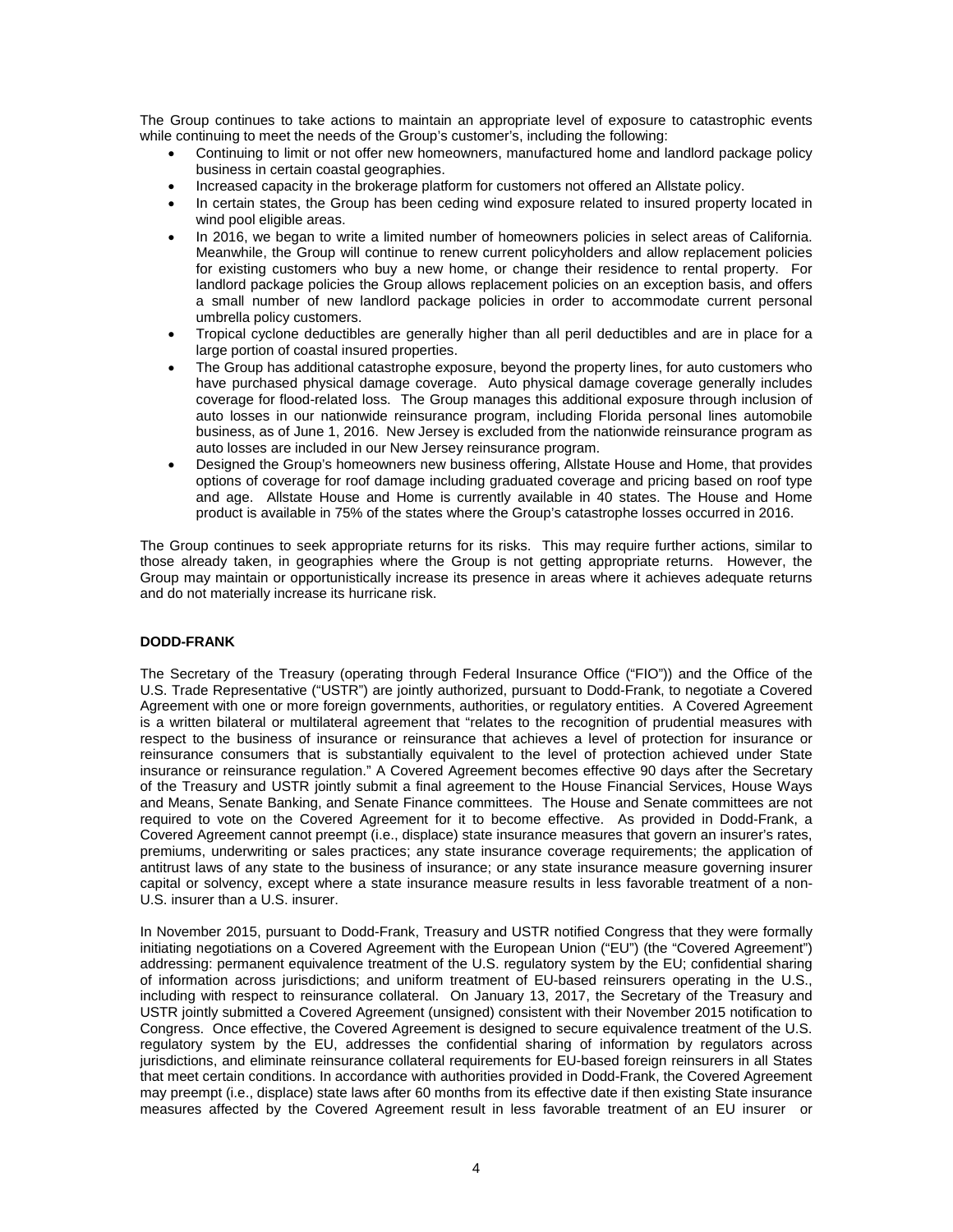The Group continues to take actions to maintain an appropriate level of exposure to catastrophic events while continuing to meet the needs of the Group's customer's, including the following:

- Continuing to limit or not offer new homeowners, manufactured home and landlord package policy business in certain coastal geographies.
- Increased capacity in the brokerage platform for customers not offered an Allstate policy.
- In certain states, the Group has been ceding wind exposure related to insured property located in wind pool eligible areas.
- In 2016, we began to write a limited number of homeowners policies in select areas of California. Meanwhile, the Group will continue to renew current policyholders and allow replacement policies for existing customers who buy a new home, or change their residence to rental property. For landlord package policies the Group allows replacement policies on an exception basis, and offers a small number of new landlord package policies in order to accommodate current personal umbrella policy customers.
- Tropical cyclone deductibles are generally higher than all peril deductibles and are in place for a large portion of coastal insured properties.
- The Group has additional catastrophe exposure, beyond the property lines, for auto customers who have purchased physical damage coverage. Auto physical damage coverage generally includes coverage for flood-related loss. The Group manages this additional exposure through inclusion of auto losses in our nationwide reinsurance program, including Florida personal lines automobile business, as of June 1, 2016. New Jersey is excluded from the nationwide reinsurance program as auto losses are included in our New Jersey reinsurance program.
- Designed the Group's homeowners new business offering, Allstate House and Home, that provides options of coverage for roof damage including graduated coverage and pricing based on roof type and age. Allstate House and Home is currently available in 40 states. The House and Home product is available in 75% of the states where the Group's catastrophe losses occurred in 2016.

The Group continues to seek appropriate returns for its risks. This may require further actions, similar to those already taken, in geographies where the Group is not getting appropriate returns. However, the Group may maintain or opportunistically increase its presence in areas where it achieves adequate returns and do not materially increase its hurricane risk.

**DODD-FRANK**

The Secretary of the Treasury (operating through Federal Insurance Office ("FIO")) and the Office of the U.S. Trade Representative ("USTR") are jointly authorized, pursuant to Dodd-Frank, to negotiate a Covered Agreement with one or more foreign governments, authorities, or regulatory entities. A Covered Agreement is a written bilateral or multilateral agreement that "relates to the recognition of prudential measures with respect to the business of insurance or reinsurance that achieves a level of protection for insurance or reinsurance consumers that is substantially equivalent to the level of protection achieved under State insurance or reinsurance regulation." A Covered Agreement becomes effective 90 days after the Secretary of the Treasury and USTR jointly submit a final agreement to the House Financial Services, House Ways and Means, Senate Banking, and Senate Finance committees. The House and Senate committees are not required to vote on the Covered Agreement for it to become effective. As provided in Dodd-Frank, a Covered Agreement cannot preempt (i.e., displace) state insurance measures that govern an insurer's rates, premiums, underwriting or sales practices; any state insurance coverage requirements; the application of antitrust laws of any state to the business of insurance; or any state insurance measure governing insurer capital or solvency, except where a state insurance measure results in less favorable treatment of a non-U.S. insurer than a U.S. insurer.

In November 2015, pursuant to Dodd-Frank, Treasury and USTR notified Congress that they were formally initiating negotiations on a Covered Agreement with the European Union ("EU") (the "Covered Agreement") addressing: permanent equivalence treatment of the U.S. regulatory system by the EU; confidential sharing of information across jurisdictions; and uniform treatment of EU-based reinsurers operating in the U.S., including with respect to reinsurance collateral. On January 13, 2017, the Secretary of the Treasury and USTR jointly submitted a Covered Agreement (unsigned) consistent with their November 2015 notification to Congress. Once effective, the Covered Agreement is designed to secure equivalence treatment of the U.S. regulatory system by the EU, addresses the confidential sharing of information by regulators across jurisdictions, and eliminate reinsurance collateral requirements for EU-based foreign reinsurers in all States that meet certain conditions. In accordance with authorities provided in Dodd-Frank, the Covered Agreement may preempt (i.e., displace) state laws after 60 months from its effective date if then existing State insurance measures affected by the Covered Agreement result in less favorable treatment of an EU insurer or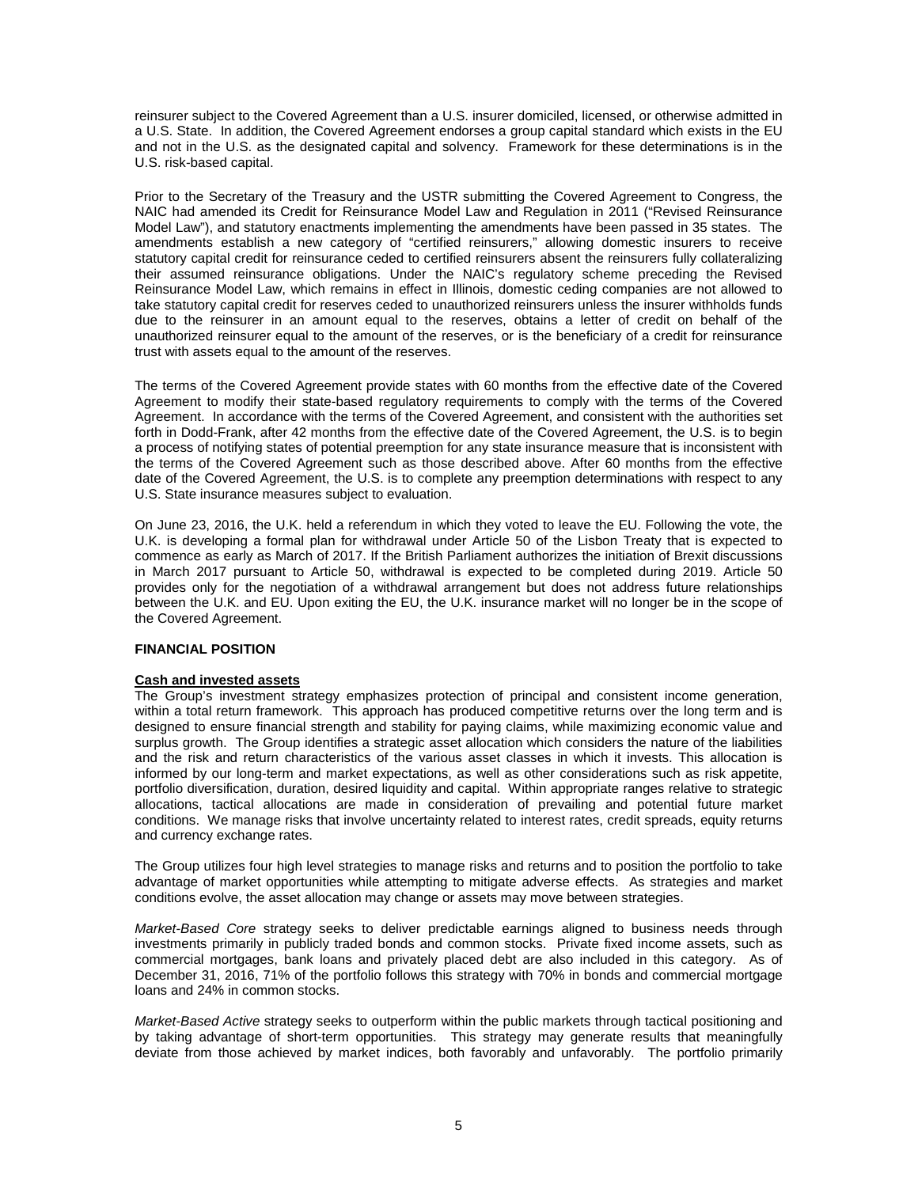reinsurer subject to the Covered Agreement than a U.S. insurer domiciled, licensed, or otherwise admitted in a U.S. State. In addition, the Covered Agreement endorses a group capital standard which exists in the EU and not in the U.S. as the designated capital and solvency. Framework for these determinations is in the U.S. risk-based capital.

Prior to the Secretary of the Treasury and the USTR submitting the Covered Agreement to Congress, the NAIC had amended its Credit for Reinsurance Model Law and Regulation in 2011 ("Revised Reinsurance Model Law"), and statutory enactments implementing the amendments have been passed in 35 states. The amendments establish a new category of "certified reinsurers," allowing domestic insurers to receive statutory capital credit for reinsurance ceded to certified reinsurers absent the reinsurers fully collateralizing their assumed reinsurance obligations. Under the NAIC's regulatory scheme preceding the Revised Reinsurance Model Law, which remains in effect in Illinois, domestic ceding companies are not allowed to take statutory capital credit for reserves ceded to unauthorized reinsurers unless the insurer withholds funds due to the reinsurer in an amount equal to the reserves, obtains a letter of credit on behalf of the unauthorized reinsurer equal to the amount of the reserves, or is the beneficiary of a credit for reinsurance trust with assets equal to the amount of the reserves.

The terms of the Covered Agreement provide states with 60 months from the effective date of the Covered Agreement to modify their state-based regulatory requirements to comply with the terms of the Covered Agreement. In accordance with the terms of the Covered Agreement, and consistent with the authorities set forth in Dodd-Frank, after 42 months from the effective date of the Covered Agreement, the U.S. is to begin a process of notifying states of potential preemption for any state insurance measure that is inconsistent with the terms of the Covered Agreement such as those described above. After 60 months from the effective date of the Covered Agreement, the U.S. is to complete any preemption determinations with respect to any U.S. State insurance measures subject to evaluation.

On June 23, 2016, the U.K. held a referendum in which they voted to leave the EU. Following the vote, the U.K. is developing a formal plan for withdrawal under Article 50 of the Lisbon Treaty that is expected to commence as early as March of 2017. If the British Parliament authorizes the initiation of Brexit discussions in March 2017 pursuant to Article 50, withdrawal is expected to be completed during 2019. Article 50 provides only for the negotiation of a withdrawal arrangement but does not address future relationships between the U.K. and EU. Upon exiting the EU, the U.K. insurance market will no longer be in the scope of the Covered Agreement.

## FINANCIAL POSITION

### Cash and invested assets

The Group's investment strategy emphasizes protection of principal and consistent income generation, within a total return framework. This approach has produced competitive returns over the long term and is designed to ensure financial strength and stability for paying claims, while maximizing economic value and surplus growth. The Group identifies a strategic asset allocation which considers the nature of the liabilities and the risk and return characteristics of the various asset classes in which it invests. This allocation is informed by our long-term and market expectations, as well as other considerations such as risk appetite, portfolio diversification, duration, desired liquidity and capital. Within appropriate ranges relative to strategic allocations, tactical allocations are made in consideration of prevailing and potential future market conditions. We manage risks that involve uncertainty related to interest rates, credit spreads, equity returns and currency exchange rates.

The Group utilizes four high level strategies to manage risks and returns and to position the portfolio to take advantage of market opportunities while attempting to mitigate adverse effects. As strategies and market conditions evolve, the asset allocation may change or assets may move between strategies.

*Market-Based Core* strategy seeks to deliver predictable earnings aligned to business needs through investments primarily in publicly traded bonds and common stocks. Private fixed income assets, such as commercial mortgages, bank loans and privately placed debt are also included in this category. As of December 31, 2016, 71% of the portfolio follows this strategy with 70% in bonds and commercial mortgage loans and 24% in common stocks.

*Market-Based Active* strategy seeks to outperform within the public markets through tactical positioning and by taking advantage of short-term opportunities. This strategy may generate results that meaningfully deviate from those achieved by market indices, both favorably and unfavorably. The portfolio primarily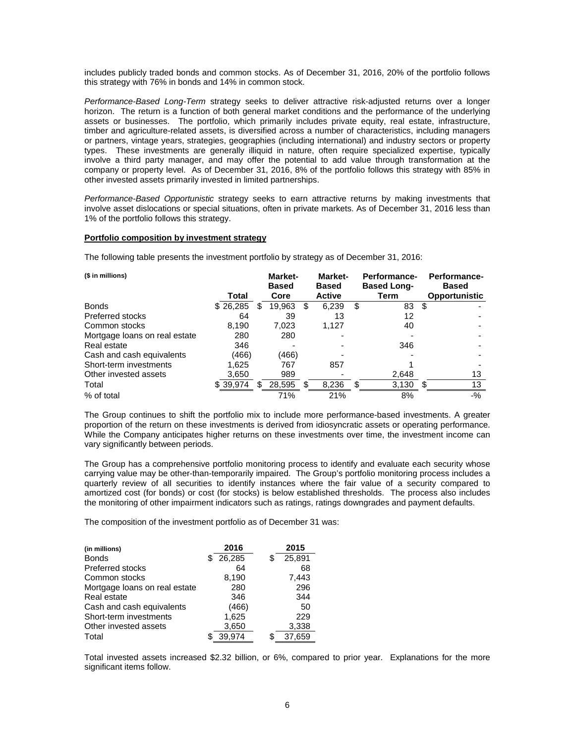includes publicly traded bonds and common stocks. As of December 31, 2016, 20% of the portfolio follows this strategy with 76% in bonds and 14% in common stock.

*Performance-Based Long-Term* strategy seeks to deliver attractive risk-adjusted returns over a longer horizon. The return is a function of both general market conditions and the performance of the underlying assets or businesses. The portfolio, which primarily includes private equity, real estate, infrastructure, timber and agriculture-related assets, is diversified across a number of characteristics, including managers or partners, vintage years, strategies, geographies (including international) and industry sectors or property types. These investments are generally illiquid in nature, often require specialized expertise, typically involve a third party manager, and may offer the potential to add value through transformation at the company or property level. As of December 31, 2016, 8% of the portfolio follows this strategy with 85% in other invested assets primarily invested in limited partnerships.

*Performance-Based Opportunistic* strategy seeks to earn attractive returns by making investments that involve asset dislocations or special situations, often in private markets. As of December 31, 2016 less than 1% of the portfolio follows this strategy.

**Portfolio composition by investment strategy**

The following table presents the investment portfolio by strategy as of December 31, 2016:

| ($ in millions) | Total | Market-Based Core | Market-Based Active | Performance-Based Long-Term | Performance-Based Opportunistic |
|---|---|---|---|---|---|
| Bonds | $ 26,285 | $ 19,963 | $ 6,239 | $ 83 | $ - |
| Preferred stocks | 64 | 39 | 13 | 12 | - |
| Common stocks | 8,190 | 7,023 | 1,127 | 40 | - |
| Mortgage loans on real estate | 280 | 280 | - | - | - |
| Real estate | 346 | - | - | 346 | - |
| Cash and cash equivalents | (466) | (466) | - | - | - |
| Short-term investments | 1,625 | 767 | 857 | 1 | - |
| Other invested assets | 3,650 | 989 | - | 2,648 | 13 |
| Total | $ 39,974 | $ 28,595 | $ 8,236 | $ 3,130 | $ 13 |
| % of total | | 71% | 21% | 8% | -% |

The Group continues to shift the portfolio mix to include more performance-based investments. A greater proportion of the return on these investments is derived from idiosyncratic assets or operating performance. While the Company anticipates higher returns on these investments over time, the investment income can vary significantly between periods.

The Group has a comprehensive portfolio monitoring process to identify and evaluate each security whose carrying value may be other-than-temporarily impaired. The Group's portfolio monitoring process includes a quarterly review of all securities to identify instances where the fair value of a security compared to amortized cost (for bonds) or cost (for stocks) is below established thresholds. The process also includes the monitoring of other impairment indicators such as ratings, ratings downgrades and payment defaults.

The composition of the investment portfolio as of December 31 was:

| (in millions) | 2016 | 2015 |
|---|---|---|
| Bonds | $ 26,285 | $ 25,891 |
| Preferred stocks | 64 | 68 |
| Common stocks | 8,190 | 7,443 |
| Mortgage loans on real estate | 280 | 296 |
| Real estate | 346 | 344 |
| Cash and cash equivalents | (466) | 50 |
| Short-term investments | 1,625 | 229 |
| Other invested assets | 3,650 | 3,338 |
| Total | $ 39,974 | $ 37,659 |

Total invested assets increased $2.32 billion, or 6%, compared to prior year. Explanations for the more significant items follow.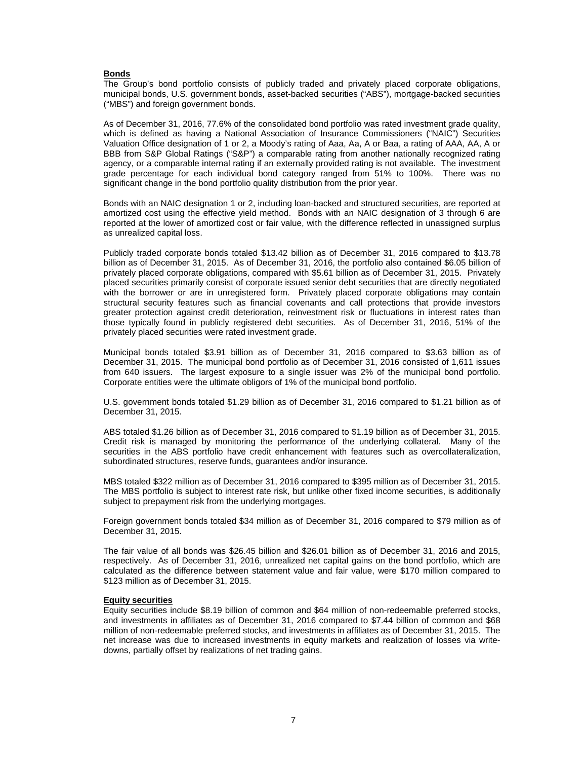**Bonds**

The Group's bond portfolio consists of publicly traded and privately placed corporate obligations, municipal bonds, U.S. government bonds, asset-backed securities ("ABS"), mortgage-backed securities ("MBS") and foreign government bonds.

As of December 31, 2016, 77.6% of the consolidated bond portfolio was rated investment grade quality, which is defined as having a National Association of Insurance Commissioners ("NAIC") Securities Valuation Office designation of 1 or 2, a Moody's rating of Aaa, Aa, A or Baa, a rating of AAA, AA, A or BBB from S&P Global Ratings ("S&P") a comparable rating from another nationally recognized rating agency, or a comparable internal rating if an externally provided rating is not available. The investment grade percentage for each individual bond category ranged from 51% to 100%. There was no significant change in the bond portfolio quality distribution from the prior year.

Bonds with an NAIC designation 1 or 2, including loan-backed and structured securities, are reported at amortized cost using the effective yield method. Bonds with an NAIC designation of 3 through 6 are reported at the lower of amortized cost or fair value, with the difference reflected in unassigned surplus as unrealized capital loss.

Publicly traded corporate bonds totaled $13.42 billion as of December 31, 2016 compared to $13.78 billion as of December 31, 2015. As of December 31, 2016, the portfolio also contained $6.05 billion of privately placed corporate obligations, compared with $5.61 billion as of December 31, 2015. Privately placed securities primarily consist of corporate issued senior debt securities that are directly negotiated with the borrower or are in unregistered form. Privately placed corporate obligations may contain structural security features such as financial covenants and call protections that provide investors greater protection against credit deterioration, reinvestment risk or fluctuations in interest rates than those typically found in publicly registered debt securities. As of December 31, 2016, 51% of the privately placed securities were rated investment grade.

Municipal bonds totaled $3.91 billion as of December 31, 2016 compared to $3.63 billion as of December 31, 2015. The municipal bond portfolio as of December 31, 2016 consisted of 1,611 issues from 640 issuers. The largest exposure to a single issuer was 2% of the municipal bond portfolio. Corporate entities were the ultimate obligors of 1% of the municipal bond portfolio.

U.S. government bonds totaled $1.29 billion as of December 31, 2016 compared to $1.21 billion as of December 31, 2015.

ABS totaled $1.26 billion as of December 31, 2016 compared to $1.19 billion as of December 31, 2015. Credit risk is managed by monitoring the performance of the underlying collateral. Many of the securities in the ABS portfolio have credit enhancement with features such as overcollateralization, subordinated structures, reserve funds, guarantees and/or insurance.

MBS totaled $322 million as of December 31, 2016 compared to $395 million as of December 31, 2015. The MBS portfolio is subject to interest rate risk, but unlike other fixed income securities, is additionally subject to prepayment risk from the underlying mortgages.

Foreign government bonds totaled $34 million as of December 31, 2016 compared to $79 million as of December 31, 2015.

The fair value of all bonds was $26.45 billion and $26.01 billion as of December 31, 2016 and 2015, respectively. As of December 31, 2016, unrealized net capital gains on the bond portfolio, which are calculated as the difference between statement value and fair value, were $170 million compared to $123 million as of December 31, 2015.

**Equity securities**

Equity securities include $8.19 billion of common and $64 million of non-redeemable preferred stocks, and investments in affiliates as of December 31, 2016 compared to $7.44 billion of common and $68 million of non-redeemable preferred stocks, and investments in affiliates as of December 31, 2015. The net increase was due to increased investments in equity markets and realization of losses via write-downs, partially offset by realizations of net trading gains.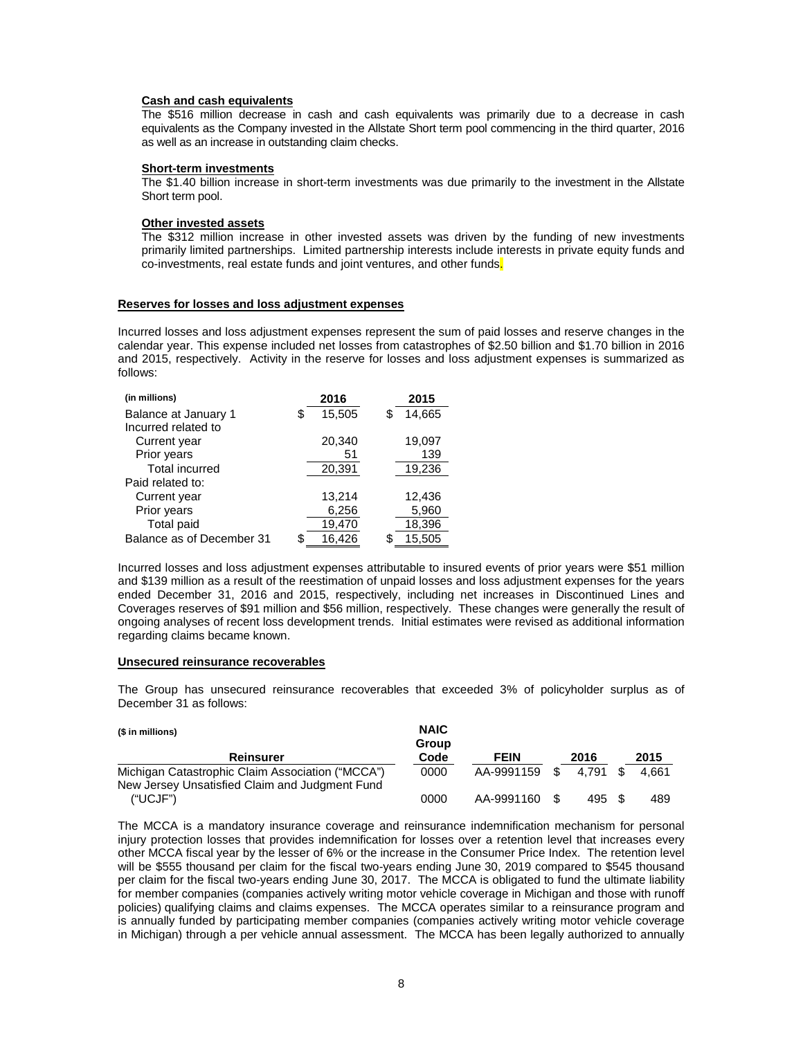**Cash and cash equivalents**

The $516 million decrease in cash and cash equivalents was primarily due to a decrease in cash equivalents as the Company invested in the Allstate Short term pool commencing in the third quarter, 2016 as well as an increase in outstanding claim checks.

**Short-term investments**

The $1.40 billion increase in short-term investments was due primarily to the investment in the Allstate Short term pool.

**Other invested assets**

The $312 million increase in other invested assets was driven by the funding of new investments primarily limited partnerships. Limited partnership interests include interests in private equity funds and co-investments, real estate funds and joint ventures, and other funds.

**Reserves for losses and loss adjustment expenses**

Incurred losses and loss adjustment expenses represent the sum of paid losses and reserve changes in the calendar year. This expense included net losses from catastrophes of $2.50 billion and $1.70 billion in 2016 and 2015, respectively. Activity in the reserve for losses and loss adjustment expenses is summarized as follows:

| (in millions) | 2016 | 2015 |
|---|---|---|
| Balance at January 1 | $ 15,505 | $ 14,665 |
| Incurred related to | | |
| Current year | 20,340 | 19,097 |
| Prior years | 51 | 139 |
| Total incurred | 20,391 | 19,236 |
| Paid related to: | | |
| Current year | 13,214 | 12,436 |
| Prior years | 6,256 | 5,960 |
| Total paid | 19,470 | 18,396 |
| Balance as of December 31 | $ 16,426 | $ 15,505 |

Incurred losses and loss adjustment expenses attributable to insured events of prior years were $51 million and $139 million as a result of the reestimation of unpaid losses and loss adjustment expenses for the years ended December 31, 2016 and 2015, respectively, including net increases in Discontinued Lines and Coverages reserves of $91 million and $56 million, respectively. These changes were generally the result of ongoing analyses of recent loss development trends. Initial estimates were revised as additional information regarding claims became known.

**Unsecured reinsurance recoverables**

The Group has unsecured reinsurance recoverables that exceeded 3% of policyholder surplus as of December 31 as follows:

| ($ in millions) Reinsurer | NAIC Group Code | FEIN | 2016 | 2015 |
|---|---|---|---|---|
| Michigan Catastrophic Claim Association ("MCCA") | 0000 | AA-9991159 | $ 4,791 | $ 4,661 |
| New Jersey Unsatisfied Claim and Judgment Fund ("UCJF") | 0000 | AA-9991160 | $ 495 | $ 489 |

The MCCA is a mandatory insurance coverage and reinsurance indemnification mechanism for personal injury protection losses that provides indemnification for losses over a retention level that increases every other MCCA fiscal year by the lesser of 6% or the increase in the Consumer Price Index. The retention level will be $555 thousand per claim for the fiscal two-years ending June 30, 2019 compared to $545 thousand per claim for the fiscal two-years ending June 30, 2017. The MCCA is obligated to fund the ultimate liability for member companies (companies actively writing motor vehicle coverage in Michigan and those with runoff policies) qualifying claims and claims expenses. The MCCA operates similar to a reinsurance program and is annually funded by participating member companies (companies actively writing motor vehicle coverage in Michigan) through a per vehicle annual assessment. The MCCA has been legally authorized to annually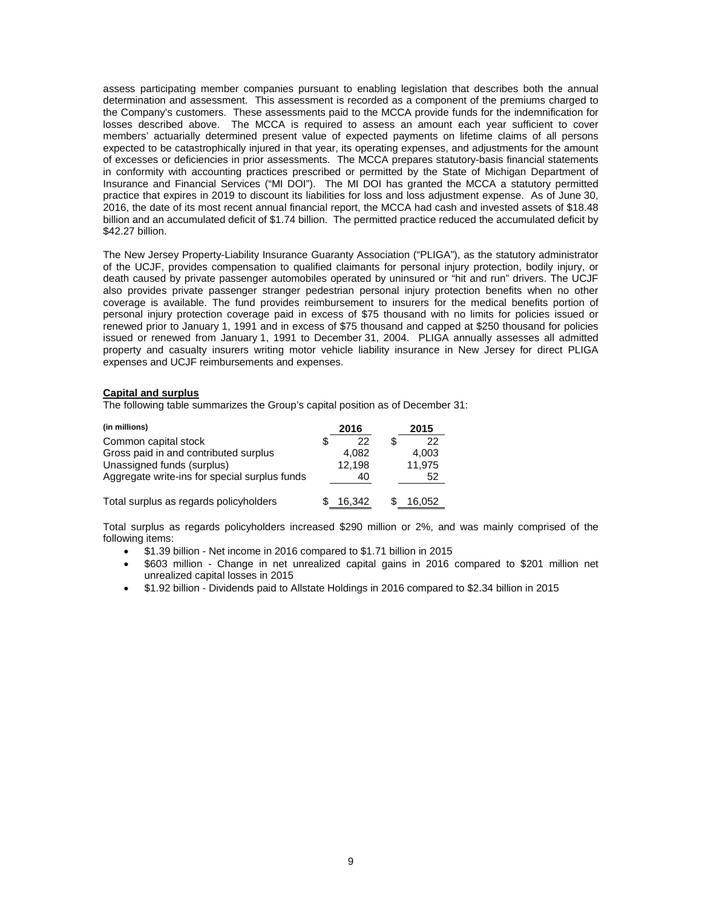assess participating member companies pursuant to enabling legislation that describes both the annual determination and assessment. This assessment is recorded as a component of the premiums charged to the Company's customers. These assessments paid to the MCCA provide funds for the indemnification for losses described above. The MCCA is required to assess an amount each year sufficient to cover members' actuarially determined present value of expected payments on lifetime claims of all persons expected to be catastrophically injured in that year, its operating expenses, and adjustments for the amount of excesses or deficiencies in prior assessments. The MCCA prepares statutory-basis financial statements in conformity with accounting practices prescribed or permitted by the State of Michigan Department of Insurance and Financial Services ("MI DOI"). The MI DOI has granted the MCCA a statutory permitted practice that expires in 2019 to discount its liabilities for loss and loss adjustment expense. As of June 30, 2016, the date of its most recent annual financial report, the MCCA had cash and invested assets of $18.48 billion and an accumulated deficit of $1.74 billion. The permitted practice reduced the accumulated deficit by $42.27 billion.

The New Jersey Property-Liability Insurance Guaranty Association ("PLIGA"), as the statutory administrator of the UCJF, provides compensation to qualified claimants for personal injury protection, bodily injury, or death caused by private passenger automobiles operated by uninsured or "hit and run" drivers. The UCJF also provides private passenger stranger pedestrian personal injury protection benefits when no other coverage is available. The fund provides reimbursement to insurers for the medical benefits portion of personal injury protection coverage paid in excess of $75 thousand with no limits for policies issued or renewed prior to January 1, 1991 and in excess of $75 thousand and capped at $250 thousand for policies issued or renewed from January 1, 1991 to December 31, 2004. PLIGA annually assesses all admitted property and casualty insurers writing motor vehicle liability insurance in New Jersey for direct PLIGA expenses and UCJF reimbursements and expenses.

**Capital and surplus**

The following table summarizes the Group's capital position as of December 31:

| (in millions) | 2016 | 2015 |
|---|---|---|
| Common capital stock | $ 22 | $ 22 |
| Gross paid in and contributed surplus | 4,082 | 4,003 |
| Unassigned funds (surplus) | 12,198 | 11,975 |
| Aggregate write-ins for special surplus funds | 40 | 52 |
| Total surplus as regards policyholders | $ 16,342 | $ 16,052 |

Total surplus as regards policyholders increased $290 million or 2%, and was mainly comprised of the following items:

- $1.39 billion - Net income in 2016 compared to $1.71 billion in 2015
- $603 million - Change in net unrealized capital gains in 2016 compared to $201 million net unrealized capital losses in 2015
- $1.92 billion - Dividends paid to Allstate Holdings in 2016 compared to $2.34 billion in 2015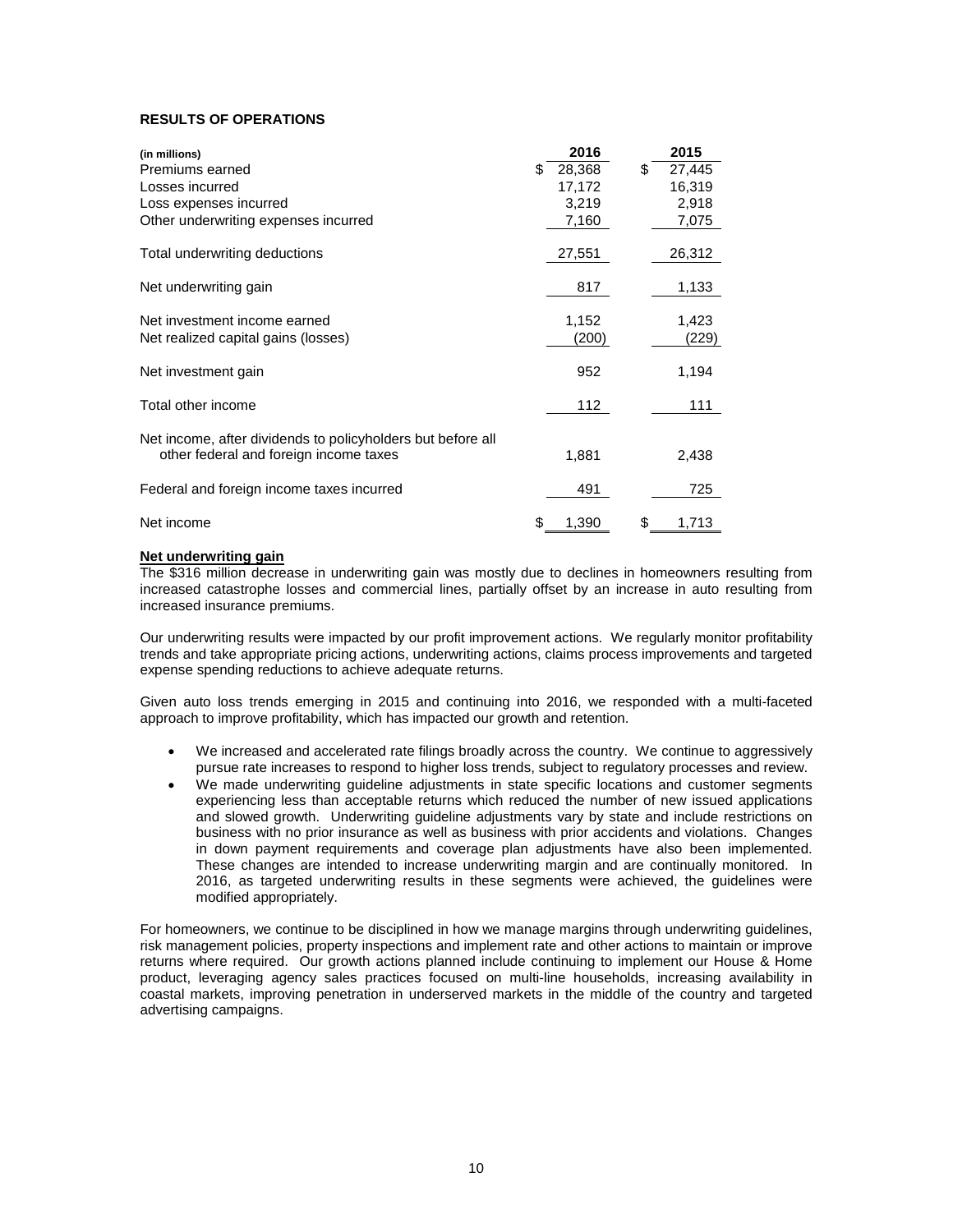## RESULTS OF OPERATIONS

| (in millions) | 2016 | 2015 |
|---|---|---|
| Premiums earned | $ 28,368 | $ 27,445 |
| Losses incurred | 17,172 | 16,319 |
| Loss expenses incurred | 3,219 | 2,918 |
| Other underwriting expenses incurred | 7,160 | 7,075 |
| Total underwriting deductions | 27,551 | 26,312 |
| Net underwriting gain | 817 | 1,133 |
| Net investment income earned | 1,152 | 1,423 |
| Net realized capital gains (losses) | (200) | (229) |
| Net investment gain | 952 | 1,194 |
| Total other income | 112 | 111 |
| Net income, after dividends to policyholders but before all other federal and foreign income taxes | 1,881 | 2,438 |
| Federal and foreign income taxes incurred | 491 | 725 |
| Net income | $ 1,390 | $ 1,713 |

**Net underwriting gain**

The $316 million decrease in underwriting gain was mostly due to declines in homeowners resulting from increased catastrophe losses and commercial lines, partially offset by an increase in auto resulting from increased insurance premiums.

Our underwriting results were impacted by our profit improvement actions. We regularly monitor profitability trends and take appropriate pricing actions, underwriting actions, claims process improvements and targeted expense spending reductions to achieve adequate returns.

Given auto loss trends emerging in 2015 and continuing into 2016, we responded with a multi-faceted approach to improve profitability, which has impacted our growth and retention.

- We increased and accelerated rate filings broadly across the country. We continue to aggressively pursue rate increases to respond to higher loss trends, subject to regulatory processes and review.
- We made underwriting guideline adjustments in state specific locations and customer segments experiencing less than acceptable returns which reduced the number of new issued applications and slowed growth. Underwriting guideline adjustments vary by state and include restrictions on business with no prior insurance as well as business with prior accidents and violations. Changes in down payment requirements and coverage plan adjustments have also been implemented. These changes are intended to increase underwriting margin and are continually monitored. In 2016, as targeted underwriting results in these segments were achieved, the guidelines were modified appropriately.

For homeowners, we continue to be disciplined in how we manage margins through underwriting guidelines, risk management policies, property inspections and implement rate and other actions to maintain or improve returns where required. Our growth actions planned include continuing to implement our House & Home product, leveraging agency sales practices focused on multi-line households, increasing availability in coastal markets, improving penetration in underserved markets in the middle of the country and targeted advertising campaigns.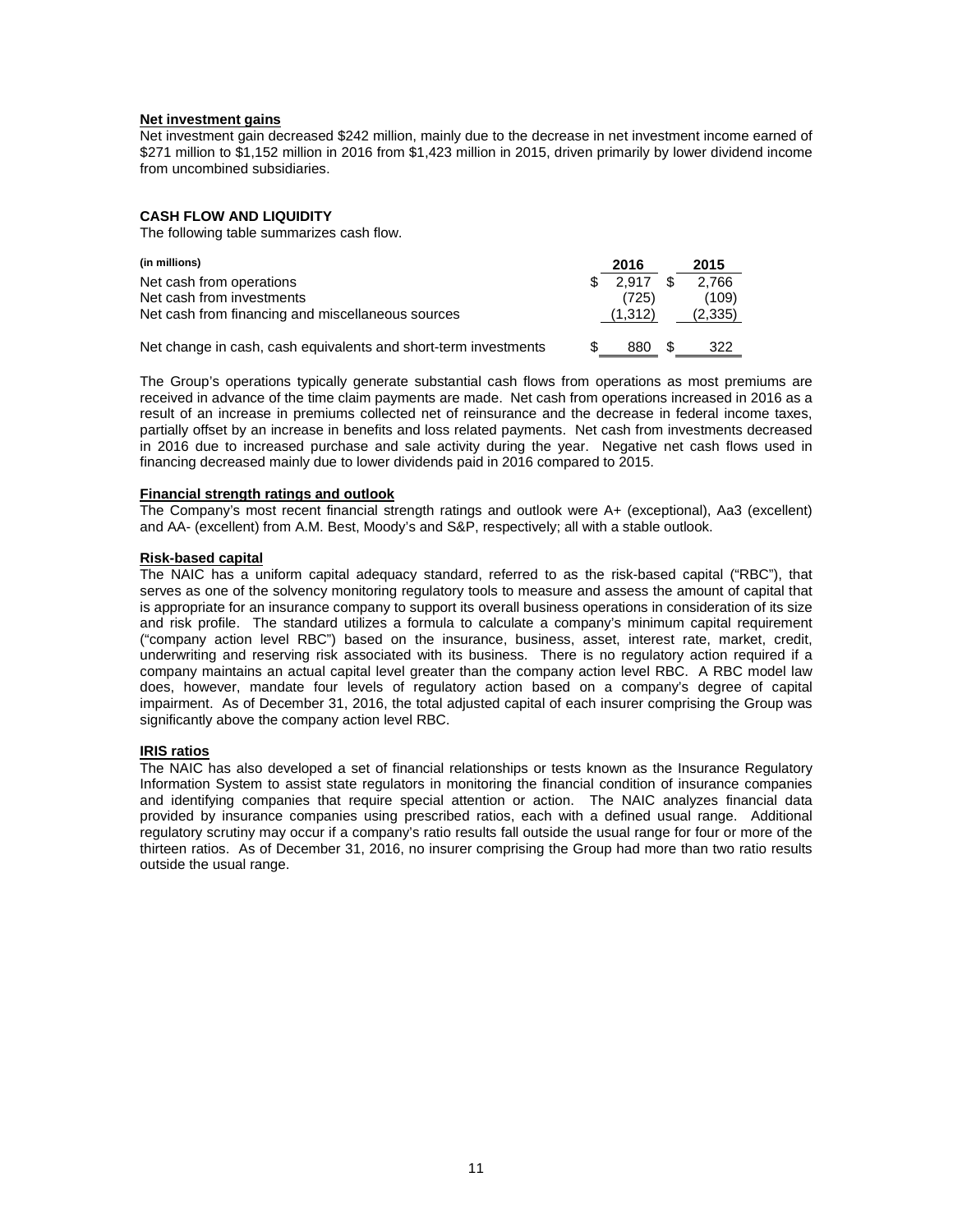**Net investment gains**

Net investment gain decreased $242 million, mainly due to the decrease in net investment income earned of $271 million to $1,152 million in 2016 from $1,423 million in 2015, driven primarily by lower dividend income from uncombined subsidiaries.

## CASH FLOW AND LIQUIDITY

The following table summarizes cash flow.

| (in millions) | 2016 | 2015 |
| --- | --- | --- |
| Net cash from operations | $ 2,917 | $ 2,766 |
| Net cash from investments | (725) | (109) |
| Net cash from financing and miscellaneous sources | (1,312) | (2,335) |
| Net change in cash, cash equivalents and short-term investments | $ 880 | $ 322 |

The Group's operations typically generate substantial cash flows from operations as most premiums are received in advance of the time claim payments are made. Net cash from operations increased in 2016 as a result of an increase in premiums collected net of reinsurance and the decrease in federal income taxes, partially offset by an increase in benefits and loss related payments. Net cash from investments decreased in 2016 due to increased purchase and sale activity during the year. Negative net cash flows used in financing decreased mainly due to lower dividends paid in 2016 compared to 2015.

**Financial strength ratings and outlook**

The Company's most recent financial strength ratings and outlook were A+ (exceptional), Aa3 (excellent) and AA- (excellent) from A.M. Best, Moody's and S&P, respectively; all with a stable outlook.

**Risk-based capital**

The NAIC has a uniform capital adequacy standard, referred to as the risk-based capital ("RBC"), that serves as one of the solvency monitoring regulatory tools to measure and assess the amount of capital that is appropriate for an insurance company to support its overall business operations in consideration of its size and risk profile. The standard utilizes a formula to calculate a company's minimum capital requirement ("company action level RBC") based on the insurance, business, asset, interest rate, market, credit, underwriting and reserving risk associated with its business. There is no regulatory action required if a company maintains an actual capital level greater than the company action level RBC. A RBC model law does, however, mandate four levels of regulatory action based on a company's degree of capital impairment. As of December 31, 2016, the total adjusted capital of each insurer comprising the Group was significantly above the company action level RBC.

**IRIS ratios**

The NAIC has also developed a set of financial relationships or tests known as the Insurance Regulatory Information System to assist state regulators in monitoring the financial condition of insurance companies and identifying companies that require special attention or action. The NAIC analyzes financial data provided by insurance companies using prescribed ratios, each with a defined usual range. Additional regulatory scrutiny may occur if a company's ratio results fall outside the usual range for four or more of the thirteen ratios. As of December 31, 2016, no insurer comprising the Group had more than two ratio results outside the usual range.